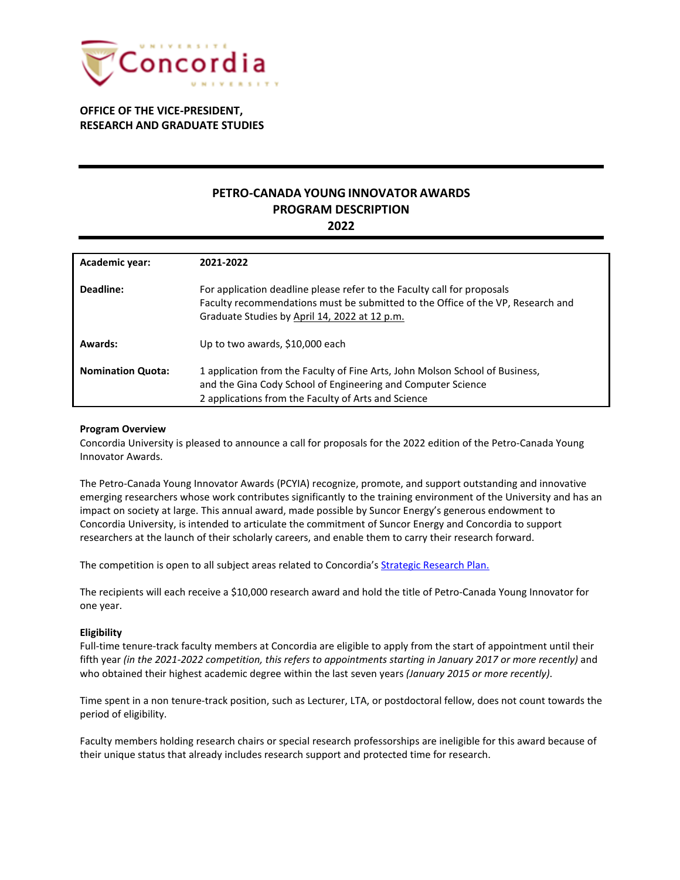**OFFICE OF THE VICE-PRESIDENT,**
**RESEARCH AND GRADUATE STUDIES**

# PETRO-CANADA YOUNG INNOVATOR AWARDS
## PROGRAM DESCRIPTION
## 2022

| | |
|---|---|
| **Academic year:** | **2021-2022** |
| **Deadline:** | For application deadline please refer to the Faculty call for proposals<br>Faculty recommendations must be submitted to the Office of the VP, Research and Graduate Studies by April 14, 2022 at 12 p.m. |
| **Awards:** | Up to two awards, $10,000 each |
| **Nomination Quota:** | 1 application from the Faculty of Fine Arts, John Molson School of Business, and the Gina Cody School of Engineering and Computer Science<br>2 applications from the Faculty of Arts and Science |

**Program Overview**

Concordia University is pleased to announce a call for proposals for the 2022 edition of the Petro-Canada Young Innovator Awards.

The Petro-Canada Young Innovator Awards (PCYIA) recognize, promote, and support outstanding and innovative emerging researchers whose work contributes significantly to the training environment of the University and has an impact on society at large. This annual award, made possible by Suncor Energy's generous endowment to Concordia University, is intended to articulate the commitment of Suncor Energy and Concordia to support researchers at the launch of their scholarly careers, and enable them to carry their research forward.

The competition is open to all subject areas related to Concordia's Strategic Research Plan.

The recipients will each receive a $10,000 research award and hold the title of Petro-Canada Young Innovator for one year.

**Eligibility**

Full-time tenure-track faculty members at Concordia are eligible to apply from the start of appointment until their fifth year *(in the 2021-2022 competition, this refers to appointments starting in January 2017 or more recently)* and who obtained their highest academic degree within the last seven years *(January 2015 or more recently)*.

Time spent in a non tenure-track position, such as Lecturer, LTA, or postdoctoral fellow, does not count towards the period of eligibility.

Faculty members holding research chairs or special research professorships are ineligible for this award because of their unique status that already includes research support and protected time for research.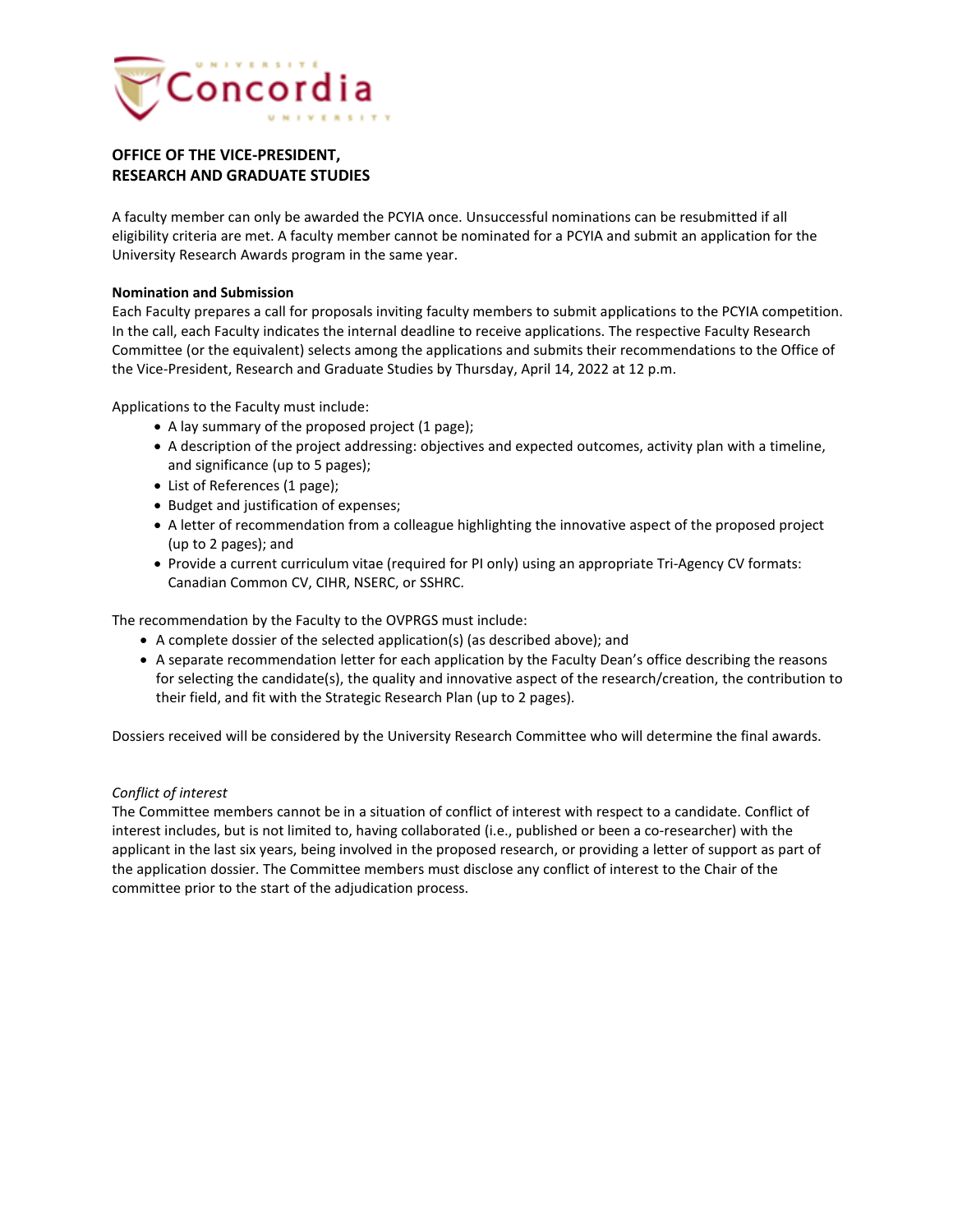**OFFICE OF THE VICE-PRESIDENT,
RESEARCH AND GRADUATE STUDIES**

A faculty member can only be awarded the PCYIA once. Unsuccessful nominations can be resubmitted if all eligibility criteria are met. A faculty member cannot be nominated for a PCYIA and submit an application for the University Research Awards program in the same year.

**Nomination and Submission**

Each Faculty prepares a call for proposals inviting faculty members to submit applications to the PCYIA competition. In the call, each Faculty indicates the internal deadline to receive applications. The respective Faculty Research Committee (or the equivalent) selects among the applications and submits their recommendations to the Office of the Vice-President, Research and Graduate Studies by Thursday, April 14, 2022 at 12 p.m.

Applications to the Faculty must include:

- A lay summary of the proposed project (1 page);
- A description of the project addressing: objectives and expected outcomes, activity plan with a timeline, and significance (up to 5 pages);
- List of References (1 page);
- Budget and justification of expenses;
- A letter of recommendation from a colleague highlighting the innovative aspect of the proposed project (up to 2 pages); and
- Provide a current curriculum vitae (required for PI only) using an appropriate Tri-Agency CV formats: Canadian Common CV, CIHR, NSERC, or SSHRC.

The recommendation by the Faculty to the OVPRGS must include:

- A complete dossier of the selected application(s) (as described above); and
- A separate recommendation letter for each application by the Faculty Dean's office describing the reasons for selecting the candidate(s), the quality and innovative aspect of the research/creation, the contribution to their field, and fit with the Strategic Research Plan (up to 2 pages).

Dossiers received will be considered by the University Research Committee who will determine the final awards.

*Conflict of interest*

The Committee members cannot be in a situation of conflict of interest with respect to a candidate. Conflict of interest includes, but is not limited to, having collaborated (i.e., published or been a co-researcher) with the applicant in the last six years, being involved in the proposed research, or providing a letter of support as part of the application dossier. The Committee members must disclose any conflict of interest to the Chair of the committee prior to the start of the adjudication process.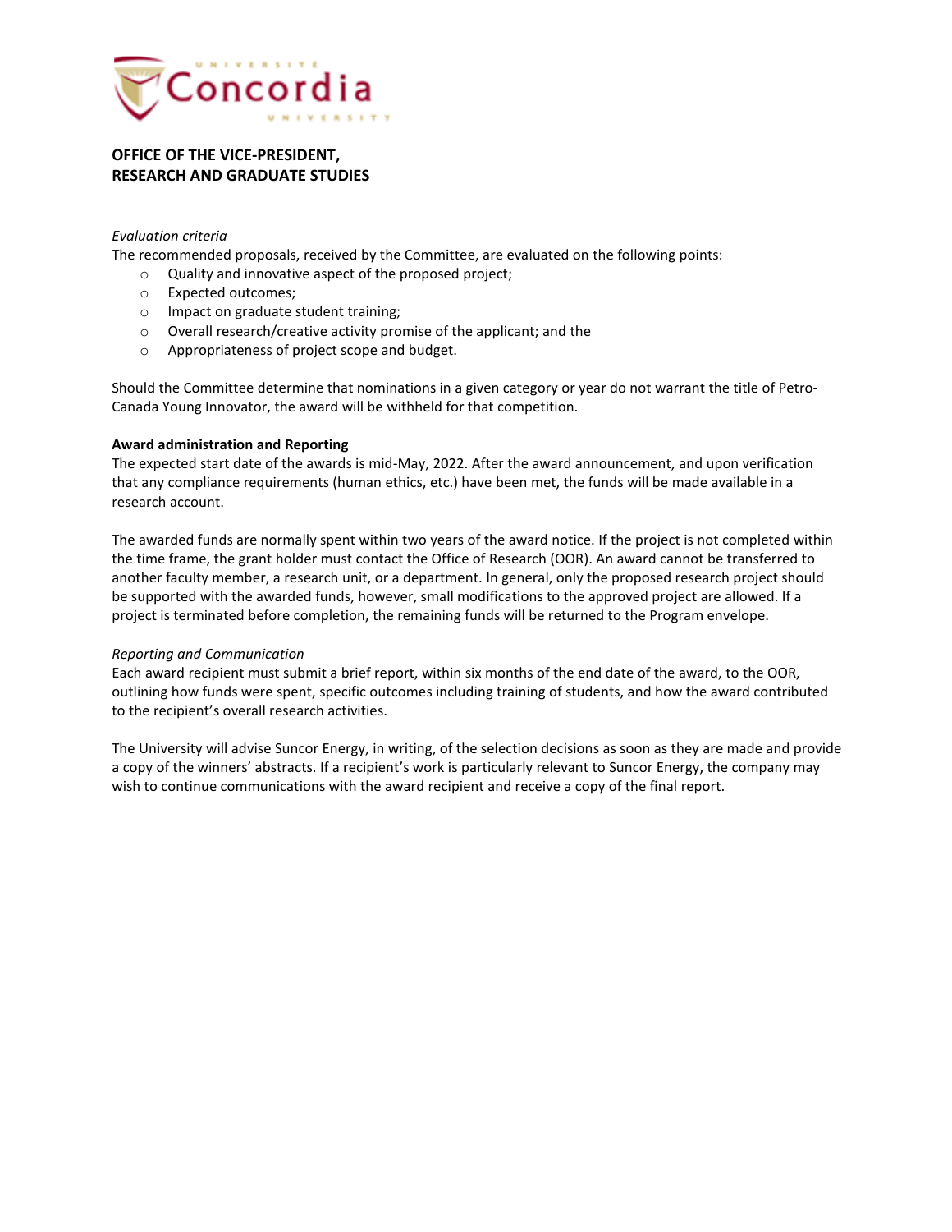**OFFICE OF THE VICE-PRESIDENT,**
**RESEARCH AND GRADUATE STUDIES**

*Evaluation criteria*

The recommended proposals, received by the Committee, are evaluated on the following points:

- Quality and innovative aspect of the proposed project;
- Expected outcomes;
- Impact on graduate student training;
- Overall research/creative activity promise of the applicant; and the
- Appropriateness of project scope and budget.

Should the Committee determine that nominations in a given category or year do not warrant the title of Petro-Canada Young Innovator, the award will be withheld for that competition.

**Award administration and Reporting**

The expected start date of the awards is mid-May, 2022. After the award announcement, and upon verification that any compliance requirements (human ethics, etc.) have been met, the funds will be made available in a research account.

The awarded funds are normally spent within two years of the award notice. If the project is not completed within the time frame, the grant holder must contact the Office of Research (OOR). An award cannot be transferred to another faculty member, a research unit, or a department. In general, only the proposed research project should be supported with the awarded funds, however, small modifications to the approved project are allowed. If a project is terminated before completion, the remaining funds will be returned to the Program envelope.

*Reporting and Communication*

Each award recipient must submit a brief report, within six months of the end date of the award, to the OOR, outlining how funds were spent, specific outcomes including training of students, and how the award contributed to the recipient's overall research activities.

The University will advise Suncor Energy, in writing, of the selection decisions as soon as they are made and provide a copy of the winners' abstracts. If a recipient's work is particularly relevant to Suncor Energy, the company may wish to continue communications with the award recipient and receive a copy of the final report.